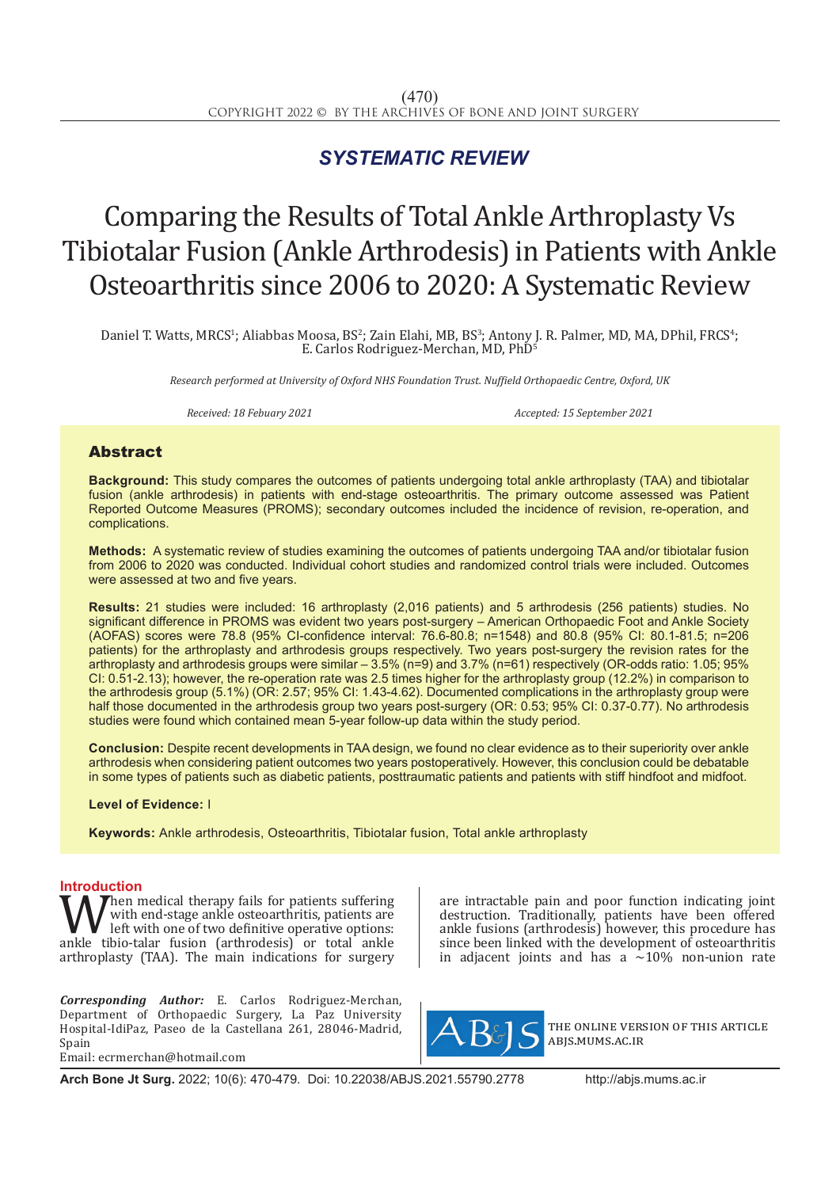*SYSTEMATIC REVIEW*

# Comparing the Results of Total Ankle Arthroplasty Vs Tibiotalar Fusion (Ankle Arthrodesis) in Patients with Ankle Osteoarthritis since 2006 to 2020: A Systematic Review

Daniel T. Watts, MRCS[1]; Aliabbas Moosa, BS[2]; Zain Elahi, MB, BS[3]; Antony J. R. Palmer, MD, MA, DPhil, FRCS[4]; E. Carlos Rodriguez-Merchan, MD, PhD[5]

*Research performed at University of Oxford NHS Foundation Trust. Nuffield Orthopaedic Centre, Oxford, UK*

*Received: 18 Febuary 2021* *Accepted: 15 September 2021*

## Abstract

**Background:** This study compares the outcomes of patients undergoing total ankle arthroplasty (TAA) and tibiotalar fusion (ankle arthrodesis) in patients with end-stage osteoarthritis. The primary outcome assessed was Patient Reported Outcome Measures (PROMS); secondary outcomes included the incidence of revision, re-operation, and complications.

**Methods:** A systematic review of studies examining the outcomes of patients undergoing TAA and/or tibiotalar fusion from 2006 to 2020 was conducted. Individual cohort studies and randomized control trials were included. Outcomes were assessed at two and five years.

**Results:** 21 studies were included: 16 arthroplasty (2,016 patients) and 5 arthrodesis (256 patients) studies. No significant difference in PROMS was evident two years post-surgery – American Orthopaedic Foot and Ankle Society (AOFAS) scores were 78.8 (95% CI-confidence interval: 76.6-80.8; n=1548) and 80.8 (95% CI: 80.1-81.5; n=206 patients) for the arthroplasty and arthrodesis groups respectively. Two years post-surgery the revision rates for the arthroplasty and arthrodesis groups were similar – 3.5% (n=9) and 3.7% (n=61) respectively (OR-odds ratio: 1.05; 95% CI: 0.51-2.13); however, the re-operation rate was 2.5 times higher for the arthroplasty group (12.2%) in comparison to the arthrodesis group (5.1%) (OR: 2.57; 95% CI: 1.43-4.62). Documented complications in the arthroplasty group were half those documented in the arthrodesis group two years post-surgery (OR: 0.53; 95% CI: 0.37-0.77). No arthrodesis studies were found which contained mean 5-year follow-up data within the study period.

**Conclusion:** Despite recent developments in TAA design, we found no clear evidence as to their superiority over ankle arthrodesis when considering patient outcomes two years postoperatively. However, this conclusion could be debatable in some types of patients such as diabetic patients, posttraumatic patients and patients with stiff hindfoot and midfoot.

**Level of Evidence:** I

**Keywords:** Ankle arthrodesis, Osteoarthritis, Tibiotalar fusion, Total ankle arthroplasty

## Introduction

When medical therapy fails for patients suffering with end-stage ankle osteoarthritis, patients are left with one of two definitive operative options: ankle tibio-talar fusion (arthrodesis) or total ankle arthroplasty (TAA). The main indications for surgery are intractable pain and poor function indicating joint destruction. Traditionally, patients have been offered ankle fusions (arthrodesis) however, this procedure has since been linked with the development of osteoarthritis in adjacent joints and has a ~10% non-union rate

***Corresponding Author:*** E. Carlos Rodriguez-Merchan, Department of Orthopaedic Surgery, La Paz University Hospital-IdiPaz, Paseo de la Castellana 261, 28046-Madrid, Spain
Email: ecrmerchan@hotmail.com

THE ONLINE VERSION OF THIS ARTICLE ABJS.MUMS.AC.IR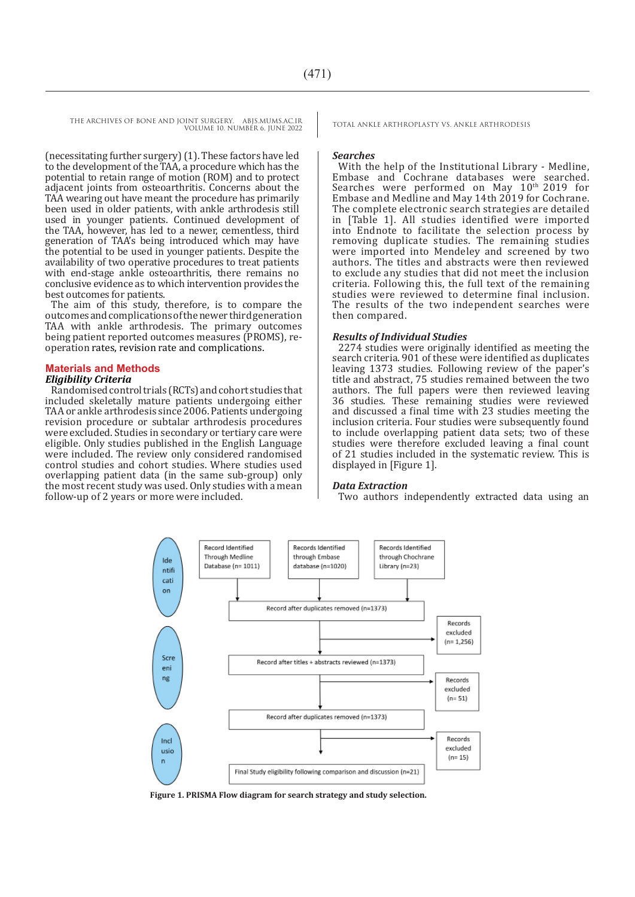(necessitating further surgery) (1). These factors have led to the development of the TAA, a procedure which has the potential to retain range of motion (ROM) and to protect adjacent joints from osteoarthritis. Concerns about the TAA wearing out have meant the procedure has primarily been used in older patients, with ankle arthrodesis still used in younger patients. Continued development of the TAA, however, has led to a newer, cementless, third generation of TAA's being introduced which may have the potential to be used in younger patients. Despite the availability of two operative procedures to treat patients with end-stage ankle osteoarthritis, there remains no conclusive evidence as to which intervention provides the best outcomes for patients.

The aim of this study, therefore, is to compare the outcomes and complications of the newer third generation TAA with ankle arthrodesis. The primary outcomes being patient reported outcomes measures (PROMS), re-operation rates, revision rate and complications.

## Materials and Methods

### *Eligibility Criteria*

Randomised control trials (RCTs) and cohort studies that included skeletally mature patients undergoing either TAA or ankle arthrodesis since 2006. Patients undergoing revision procedure or subtalar arthrodesis procedures were excluded. Studies in secondary or tertiary care were eligible. Only studies published in the English Language were included. The review only considered randomised control studies and cohort studies. Where studies used overlapping patient data (in the same sub-group) only the most recent study was used. Only studies with a mean follow-up of 2 years or more were included.

### *Searches*

With the help of the Institutional Library - Medline, Embase and Cochrane databases were searched. Searches were performed on May 10th 2019 for Embase and Medline and May 14th 2019 for Cochrane. The complete electronic search strategies are detailed in [Table 1]. All studies identified were imported into Endnote to facilitate the selection process by removing duplicate studies. The remaining studies were imported into Mendeley and screened by two authors. The titles and abstracts were then reviewed to exclude any studies that did not meet the inclusion criteria. Following this, the full text of the remaining studies were reviewed to determine final inclusion. The results of the two independent searches were then compared.

### *Results of Individual Studies*

2274 studies were originally identified as meeting the search criteria. 901 of these were identified as duplicates leaving 1373 studies. Following review of the paper's title and abstract, 75 studies remained between the two authors. The full papers were then reviewed leaving 36 studies. These remaining studies were reviewed and discussed a final time with 23 studies meeting the inclusion criteria. Four studies were subsequently found to include overlapping patient data sets; two of these studies were therefore excluded leaving a final count of 21 studies included in the systematic review. This is displayed in [Figure 1].

### *Data Extraction*

Two authors independently extracted data using an

Identification:
- Record Identified Through Medline Database (n= 1011)
- Records Identified through Embase database (n=1020)
- Records Identified through Chochrane Library (n=23)
- Record after duplicates removed (n=1373)
- Records excluded (n= 1,256)

Screening:
- Record after titles + abstracts reviewed (n=1373)
- Records excluded (n= 51)
- Record after duplicates removed (n=1373)

Inclusion:
- Records excluded (n= 15)
- Final Study eligibility following comparison and discussion (n=21)

**Figure 1. PRISMA Flow diagram for search strategy and study selection.**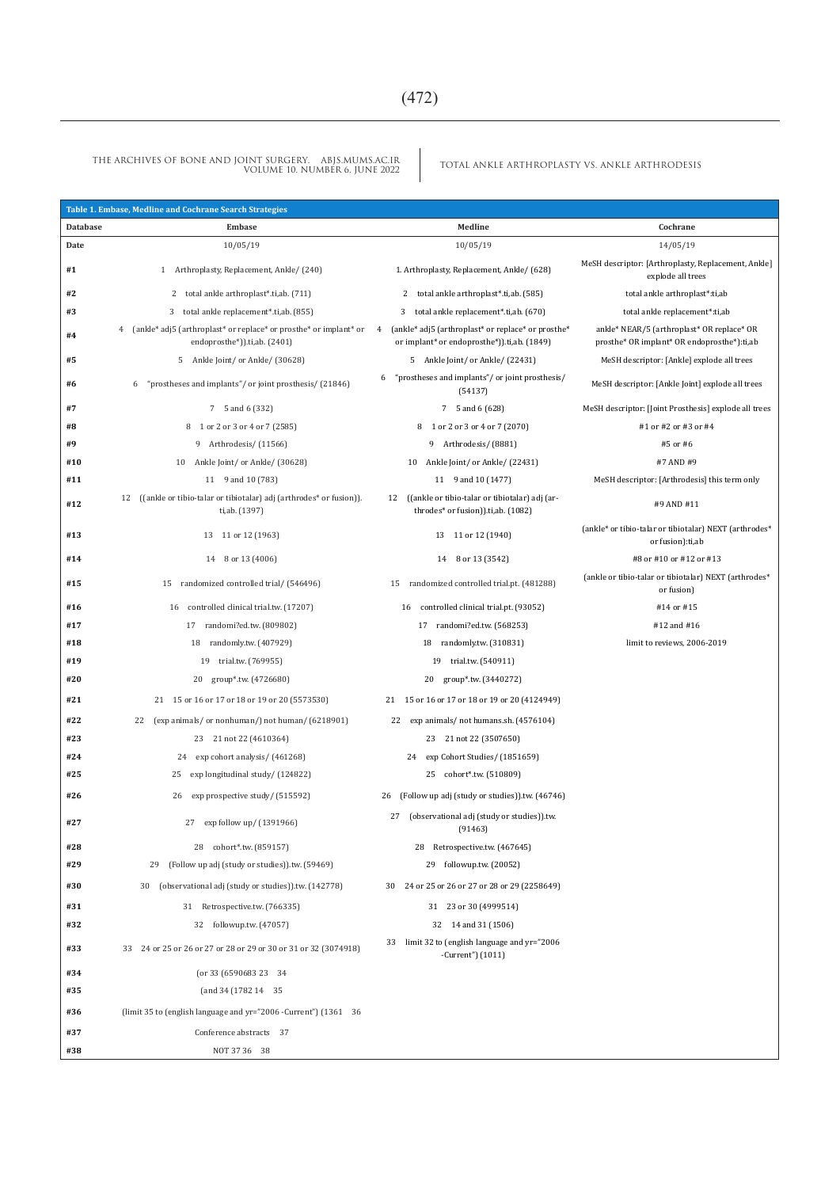**Table 1. Embase, Medline and Cochrane Search Strategies**

| Database | Embase | Medline | Cochrane |
|---|---|---|---|
| Date | 10/05/19 | 10/05/19 | 14/05/19 |
| #1 | 1 Arthroplasty, Replacement, Ankle/ (240) | 1. Arthroplasty, Replacement, Ankle/ (628) | MeSH descriptor: [Arthroplasty, Replacement, Ankle] explode all trees |
| #2 | 2 total ankle arthroplast*.ti,ab. (711) | 2 total ankle arthroplast*.ti,ab. (585) | total ankle arthroplast*:ti,ab |
| #3 | 3 total ankle replacement*.ti,ab. (855) | 3 total ankle replacement*.ti,ab. (670) | total ankle replacement*:ti,ab |
| #4 | 4 (ankle* adj5 (arthroplast* or replace* or prosthe* or implant* or endoprosthe*)).ti,ab. (2401) | 4 (ankle* adj5 (arthroplast* or replace* or prosthe* or implant* or endoprosthe*)).ti,ab. (1849) | ankle* NEAR/5 (arthroplast* OR replace* OR prosthe* OR implant* OR endoprosthe*):ti,ab |
| #5 | 5 Ankle Joint/ or Ankle/ (30628) | 5 Ankle Joint/ or Ankle/ (22431) | MeSH descriptor: [Ankle] explode all trees |
| #6 | 6 "prostheses and implants"/ or joint prosthesis/ (21846) | 6 "prostheses and implants"/ or joint prosthesis/ (54137) | MeSH descriptor: [Ankle Joint] explode all trees |
| #7 | 7 5 and 6 (332) | 7 5 and 6 (628) | MeSH descriptor: [Joint Prosthesis] explode all trees |
| #8 | 8 1 or 2 or 3 or 4 or 7 (2585) | 8 1 or 2 or 3 or 4 or 7 (2070) | #1 or #2 or #3 or #4 |
| #9 | 9 Arthrodesis/ (11566) | 9 Arthrodesis/ (8881) | #5 or #6 |
| #10 | 10 Ankle Joint/ or Ankle/ (30628) | 10 Ankle Joint/ or Ankle/ (22431) | #7 AND #9 |
| #11 | 11 9 and 10 (783) | 11 9 and 10 (1477) | MeSH descriptor: [Arthrodesis] this term only |
| #12 | 12 ((ankle or tibio-talar or tibiotalar) adj (arthrodes* or fusion)).ti,ab. (1397) | 12 ((ankle or tibio-talar or tibiotalar) adj (arthrodes* or fusion)).ti,ab. (1082) | #9 AND #11 |
| #13 | 13 11 or 12 (1963) | 13 11 or 12 (1940) | (ankle* or tibio-talar or tibiotalar) NEXT (arthrodes* or fusion):ti,ab |
| #14 | 14 8 or 13 (4006) | 14 8 or 13 (3542) | #8 or #10 or #12 or #13 |
| #15 | 15 randomized controlled trial/ (546496) | 15 randomized controlled trial.pt. (481288) | (ankle or tibio-talar or tibiotalar) NEXT (arthrodes* or fusion) |
| #16 | 16 controlled clinical trial.tw. (17207) | 16 controlled clinical trial.pt. (93052) | #14 or #15 |
| #17 | 17 randomi?ed.tw. (809802) | 17 randomi?ed.tw. (568253) | #12 and #16 |
| #18 | 18 randomly.tw. (407929) | 18 randomly.tw. (310831) | limit to reviews, 2006-2019 |
| #19 | 19 trial.tw. (769955) | 19 trial.tw. (540911) | |
| #20 | 20 group*.tw. (4726680) | 20 group*.tw. (3440272) | |
| #21 | 21 15 or 16 or 17 or 18 or 19 or 20 (5573530) | 21 15 or 16 or 17 or 18 or 19 or 20 (4124949) | |
| #22 | 22 (exp animals/ or nonhuman/) not human/ (6218901) | 22 exp animals/ not humans.sh. (4576104) | |
| #23 | 23 21 not 22 (4610364) | 23 21 not 22 (3507650) | |
| #24 | 24 exp cohort analysis/ (461268) | 24 exp Cohort Studies/ (1851659) | |
| #25 | 25 exp longitudinal study/ (124822) | 25 cohort*.tw. (510809) | |
| #26 | 26 exp prospective study/ (515592) | 26 (Follow up adj (study or studies)).tw. (46746) | |
| #27 | 27 exp follow up/ (1391966) | 27 (observational adj (study or studies)).tw. (91463) | |
| #28 | 28 cohort*.tw. (859157) | 28 Retrospective.tw. (467645) | |
| #29 | 29 (Follow up adj (study or studies)).tw. (59469) | 29 followup.tw. (20052) | |
| #30 | 30 (observational adj (study or studies)).tw. (142778) | 30 24 or 25 or 26 or 27 or 28 or 29 (2258649) | |
| #31 | 31 Retrospective.tw. (766335) | 31 23 or 30 (4999514) | |
| #32 | 32 followup.tw. (47057) | 32 14 and 31 (1506) | |
| #33 | 33 24 or 25 or 26 or 27 or 28 or 29 or 30 or 31 or 32 (3074918) | 33 limit 32 to (english language and yr="2006 -Current") (1011) | |
| #34 | (or 33 (6590683 23 34 | | |
| #35 | (and 34 (1782 14 35 | | |
| #36 | (limit 35 to (english language and yr="2006 -Current") (1361 36 | | |
| #37 | Conference abstracts 37 | | |
| #38 | NOT 37 36 38 | | |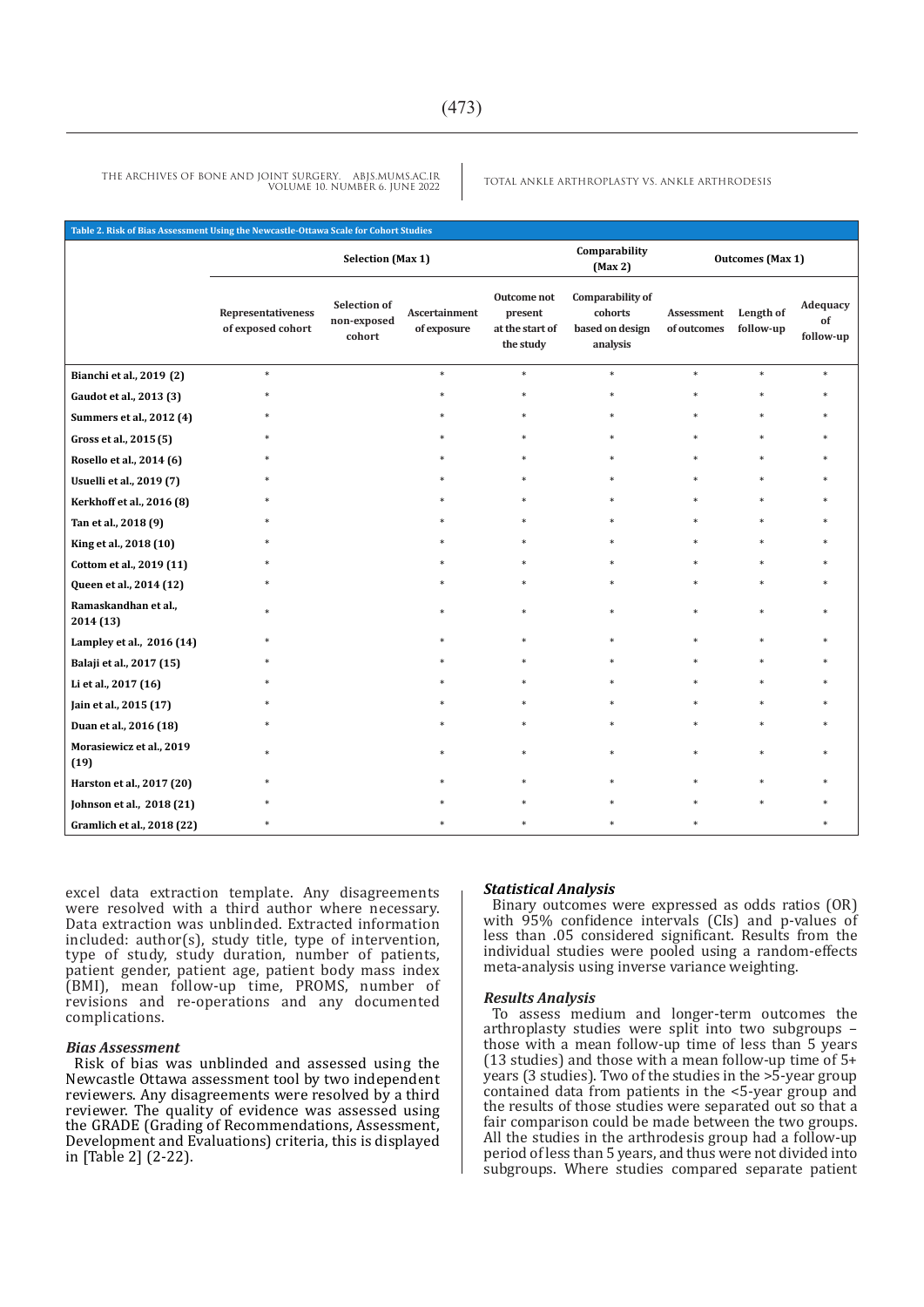**Table 2. Risk of Bias Assessment Using the Newcastle-Ottawa Scale for Cohort Studies**

| | Selection (Max 1) | | | | Comparability (Max 2) | Outcomes (Max 1) | | |
|---|---|---|---|---|---|---|---|---|
| | Representativeness of exposed cohort | Selection of non-exposed cohort | Ascertainment of exposure | Outcome not present at the start of the study | Comparability of cohorts based on design analysis | Assessment of outcomes | Length of follow-up | Adequacy of follow-up |
| Bianchi et al., 2019 (2) | * | | * | * | * | * | * | * |
| Gaudot et al., 2013 (3) | * | | * | * | * | * | * | * |
| Summers et al., 2012 (4) | * | | * | * | * | * | * | * |
| Gross et al., 2015 (5) | * | | * | * | * | * | * | * |
| Rosello et al., 2014 (6) | * | | * | * | * | * | * | * |
| Usuelli et al., 2019 (7) | * | | * | * | * | * | * | * |
| Kerkhoff et al., 2016 (8) | * | | * | * | * | * | * | * |
| Tan et al., 2018 (9) | * | | * | * | * | * | * | * |
| King et al., 2018 (10) | * | | * | * | * | * | * | * |
| Cottom et al., 2019 (11) | * | | * | * | * | * | * | * |
| Queen et al., 2014 (12) | * | | * | * | * | * | * | * |
| Ramaskandhan et al., 2014 (13) | * | | * | * | * | * | * | * |
| Lampley et al., 2016 (14) | * | | * | * | * | * | * | * |
| Balaji et al., 2017 (15) | * | | * | * | * | * | * | * |
| Li et al., 2017 (16) | * | | * | * | * | * | * | * |
| Jain et al., 2015 (17) | * | | * | * | * | * | * | * |
| Duan et al., 2016 (18) | * | | * | * | * | * | * | * |
| Morasiewicz et al., 2019 (19) | * | | * | * | * | * | * | * |
| Harston et al., 2017 (20) | * | | * | * | * | * | * | * |
| Johnson et al., 2018 (21) | * | | * | * | * | * | * | * |
| Gramlich et al., 2018 (22) | * | | * | * | * | * | | * |

excel data extraction template. Any disagreements were resolved with a third author where necessary. Data extraction was unblinded. Extracted information included: author(s), study title, type of intervention, type of study, study duration, number of patients, patient gender, patient age, patient body mass index (BMI), mean follow-up time, PROMS, number of revisions and re-operations and any documented complications.

### *Bias Assessment*

Risk of bias was unblinded and assessed using the Newcastle Ottawa assessment tool by two independent reviewers. Any disagreements were resolved by a third reviewer. The quality of evidence was assessed using the GRADE (Grading of Recommendations, Assessment, Development and Evaluations) criteria, this is displayed in [Table 2] (2-22).

### *Statistical Analysis*

Binary outcomes were expressed as odds ratios (OR) with 95% confidence intervals (CIs) and p-values of less than .05 considered significant. Results from the individual studies were pooled using a random-effects meta-analysis using inverse variance weighting.

### *Results Analysis*

To assess medium and longer-term outcomes the arthroplasty studies were split into two subgroups – those with a mean follow-up time of less than 5 years (13 studies) and those with a mean follow-up time of 5+ years (3 studies). Two of the studies in the >5-year group contained data from patients in the <5-year group and the results of those studies were separated out so that a fair comparison could be made between the two groups. All the studies in the arthrodesis group had a follow-up period of less than 5 years, and thus were not divided into subgroups. Where studies compared separate patient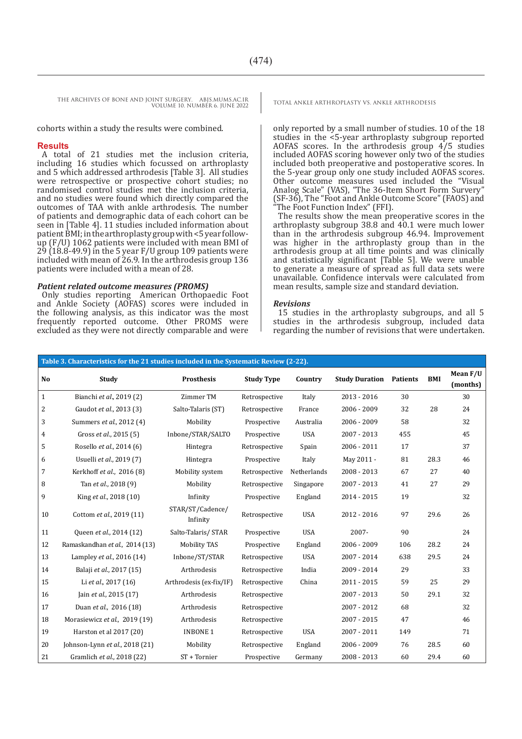cohorts within a study the results were combined.

## Results

A total of 21 studies met the inclusion criteria, including 16 studies which focussed on arthroplasty and 5 which addressed arthrodesis [Table 3]. All studies were retrospective or prospective cohort studies; no randomised control studies met the inclusion criteria, and no studies were found which directly compared the outcomes of TAA with ankle arthrodesis. The number of patients and demographic data of each cohort can be seen in [Table 4]. 11 studies included information about patient BMI; in the arthroplasty group with <5 year follow-up (F/U) 1062 patients were included with mean BMI of 29 (18.8-49.9) in the 5 year F/U group 109 patients were included with mean of 26.9. In the arthrodesis group 136 patients were included with a mean of 28.

### *Patient related outcome measures (PROMS)*

Only studies reporting American Orthopaedic Foot and Ankle Society (AOFAS) scores were included in the following analysis, as this indicator was the most frequently reported outcome. Other PROMS were excluded as they were not directly comparable and were only reported by a small number of studies. 10 of the 18 studies in the <5-year arthroplasty subgroup reported AOFAS scores. In the arthrodesis group 4/5 studies included AOFAS scoring however only two of the studies included both preoperative and postoperative scores. In the 5-year group only one study included AOFAS scores. Other outcome measures used included the "Visual Analog Scale" (VAS), "The 36-Item Short Form Survery" (SF-36), The "Foot and Ankle Outcome Score" (FAOS) and "The Foot Function Index" (FFI).

The results show the mean preoperative scores in the arthroplasty subgroup 38.8 and 40.1 were much lower than in the arthrodesis subgroup 46.94. Improvement was higher in the arthroplasty group than in the arthrodesis group at all time points and was clinically and statistically significant [Table 5]. We were unable to generate a measure of spread as full data sets were unavailable. Confidence intervals were calculated from mean results, sample size and standard deviation.

### *Revisions*

15 studies in the arthroplasty subgroups, and all 5 studies in the arthrodesis subgroup, included data regarding the number of revisions that were undertaken.

**Table 3. Characteristics for the 21 studies included in the Systematic Review (2-22).**

| No | Study | Prosthesis | Study Type | Country | Study Duration | Patients | BMI | Mean F/U (months) |
|---|---|---|---|---|---|---|---|---|
| 1 | Bianchi *et al.*, 2019 (2) | Zimmer TM | Retrospective | Italy | 2013 - 2016 | 30 | | 30 |
| 2 | Gaudot *et al.*, 2013 (3) | Salto-Talaris (ST) | Retrospective | France | 2006 - 2009 | 32 | 28 | 24 |
| 3 | Summers *et al.*, 2012 (4) | Mobility | Prospective | Australia | 2006 - 2009 | 58 | | 32 |
| 4 | Gross *et al.*, 2015 (5) | Inbone/STAR/SALTO | Prospective | USA | 2007 - 2013 | 455 | | 45 |
| 5 | Rosello *et al.*, 2014 (6) | Hintegra | Retrospective | Spain | 2006 - 2011 | 17 | | 37 |
| 6 | Usuelli *et al.*, 2019 (7) | Hintegra | Prospective | Italy | May 2011 - | 81 | 28.3 | 46 |
| 7 | Kerkhoff *et al.*, 2016 (8) | Mobility system | Retrospective | Netherlands | 2008 - 2013 | 67 | 27 | 40 |
| 8 | Tan *et al.*, 2018 (9) | Mobility | Retrospective | Singapore | 2007 - 2013 | 41 | 27 | 29 |
| 9 | King *et al.*, 2018 (10) | Infinity | Prospective | England | 2014 - 2015 | 19 | | 32 |
| 10 | Cottom *et al.*, 2019 (11) | STAR/ST/Cadence/ Infinity | Retrospective | USA | 2012 - 2016 | 97 | 29.6 | 26 |
| 11 | Queen *et al.*, 2014 (12) | Salto-Talaris/ STAR | Prospective | USA | 2007- | 90 | | 24 |
| 12 | Ramaskandhan *et al.*, 2014 (13) | Mobility TAS | Prospective | England | 2006 - 2009 | 106 | 28.2 | 24 |
| 13 | Lampley *et al.*, 2016 (14) | Inbone/ST/STAR | Retrospective | USA | 2007 - 2014 | 638 | 29.5 | 24 |
| 14 | Balaji *et al.*, 2017 (15) | Arthrodesis | Retrospective | India | 2009 - 2014 | 29 | | 33 |
| 15 | Li *et al.*, 2017 (16) | Arthrodesis (ex-fix/IF) | Retrospective | China | 2011 - 2015 | 59 | 25 | 29 |
| 16 | Jain *et al.*, 2015 (17) | Arthrodesis | Retrospective | | 2007 - 2013 | 50 | 29.1 | 32 |
| 17 | Duan *et al.*, 2016 (18) | Arthrodesis | Retrospective | | 2007 - 2012 | 68 | | 32 |
| 18 | Morasiewicz *et al.*, 2019 (19) | Arthrodesis | Retrospective | | 2007 - 2015 | 47 | | 46 |
| 19 | Harston et al 2017 (20) | INBONE 1 | Retrospective | USA | 2007 - 2011 | 149 | | 71 |
| 20 | Johnson-Lynn *et al.*, 2018 (21) | Mobility | Retrospective | England | 2006 - 2009 | 76 | 28.5 | 60 |
| 21 | Gramlich *et al.*, 2018 (22) | ST + Tornier | Prospective | Germany | 2008 - 2013 | 60 | 29.4 | 60 |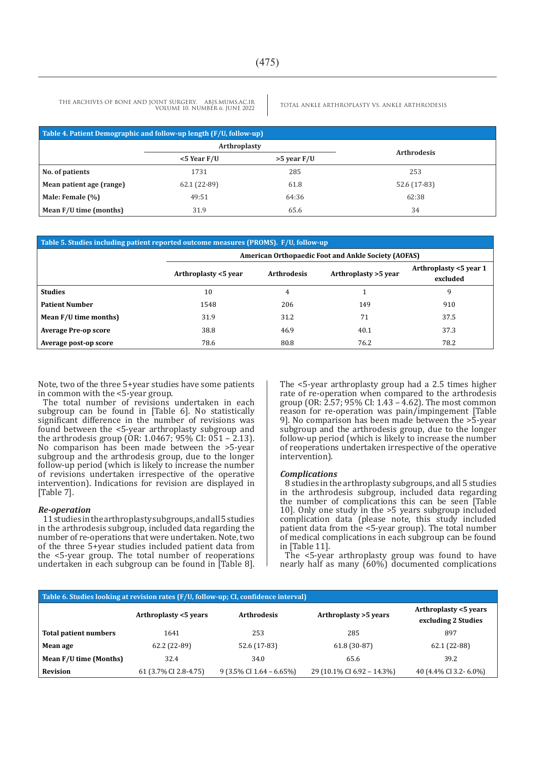**Table 4. Patient Demographic and follow-up length (F/U, follow-up)**

| | Arthroplasty | | Arthrodesis |
|---|---|---|---|
| | <5 Year F/U | >5 year F/U | |
| **No. of patients** | 1731 | 285 | 253 |
| **Mean patient age (range)** | 62.1 (22-89) | 61.8 | 52.6 (17-83) |
| **Male: Female (%)** | 49:51 | 64:36 | 62:38 |
| **Mean F/U time (months)** | 31.9 | 65.6 | 34 |

**Table 5. Studies including patient reported outcome measures (PROMS). F/U, follow-up**

| | American Orthopaedic Foot and Ankle Society (AOFAS) | | | |
|---|---|---|---|---|
| | Arthroplasty <5 year | Arthrodesis | Arthroplasty >5 year | Arthroplasty <5 year 1 excluded |
| **Studies** | 10 | 4 | 1 | 9 |
| **Patient Number** | 1548 | 206 | 149 | 910 |
| **Mean F/U time months)** | 31.9 | 31.2 | 71 | 37.5 |
| **Average Pre-op score** | 38.8 | 46.9 | 40.1 | 37.3 |
| **Average post-op score** | 78.6 | 80.8 | 76.2 | 78.2 |

Note, two of the three 5+year studies have some patients in common with the <5-year group.

The total number of revisions undertaken in each subgroup can be found in [Table 6]. No statistically significant difference in the number of revisions was found between the <5-year arthroplasty subgroup and the arthrodesis group (OR: 1.0467; 95% CI: 051 – 2.13). No comparison has been made between the >5-year subgroup and the arthrodesis group, due to the longer follow-up period (which is likely to increase the number of revisions undertaken irrespective of the operative intervention). Indications for revision are displayed in [Table 7].

### *Re-operation*

11 studies in the arthroplasty subgroups, and all 5 studies in the arthrodesis subgroup, included data regarding the number of re-operations that were undertaken. Note, two of the three 5+year studies included patient data from the <5-year group. The total number of reoperations undertaken in each subgroup can be found in [Table 8].

The <5-year arthroplasty group had a 2.5 times higher rate of re-operation when compared to the arthrodesis group (OR: 2.57; 95% CI: 1.43 – 4.62). The most common reason for re-operation was pain/impingement [Table 9]. No comparison has been made between the >5-year subgroup and the arthrodesis group, due to the longer follow-up period (which is likely to increase the number of reoperations undertaken irrespective of the operative intervention).

### *Complications*

8 studies in the arthroplasty subgroups, and all 5 studies in the arthrodesis subgroup, included data regarding the number of complications this can be seen [Table 10]. Only one study in the >5 years subgroup included complication data (please note, this study included patient data from the <5-year group). The total number of medical complications in each subgroup can be found in [Table 11].

The <5-year arthroplasty group was found to have nearly half as many (60%) documented complications

**Table 6. Studies looking at revision rates (F/U, follow-up; CI, confidence interval)**

| | Arthroplasty <5 years | Arthrodesis | Arthroplasty >5 years | Arthroplasty <5 years excluding 2 Studies |
|---|---|---|---|---|
| **Total patient numbers** | 1641 | 253 | 285 | 897 |
| **Mean age** | 62.2 (22-89) | 52.6 (17-83) | 61.8 (30-87) | 62.1 (22-88) |
| **Mean F/U time (Months)** | 32.4 | 34.0 | 65.6 | 39.2 |
| **Revision** | 61 (3.7% CI 2.8-4.75) | 9 (3.5% CI 1.64 – 6.65%) | 29 (10.1% CI 6.92 – 14.3%) | 40 (4.4% CI 3.2- 6.0%) |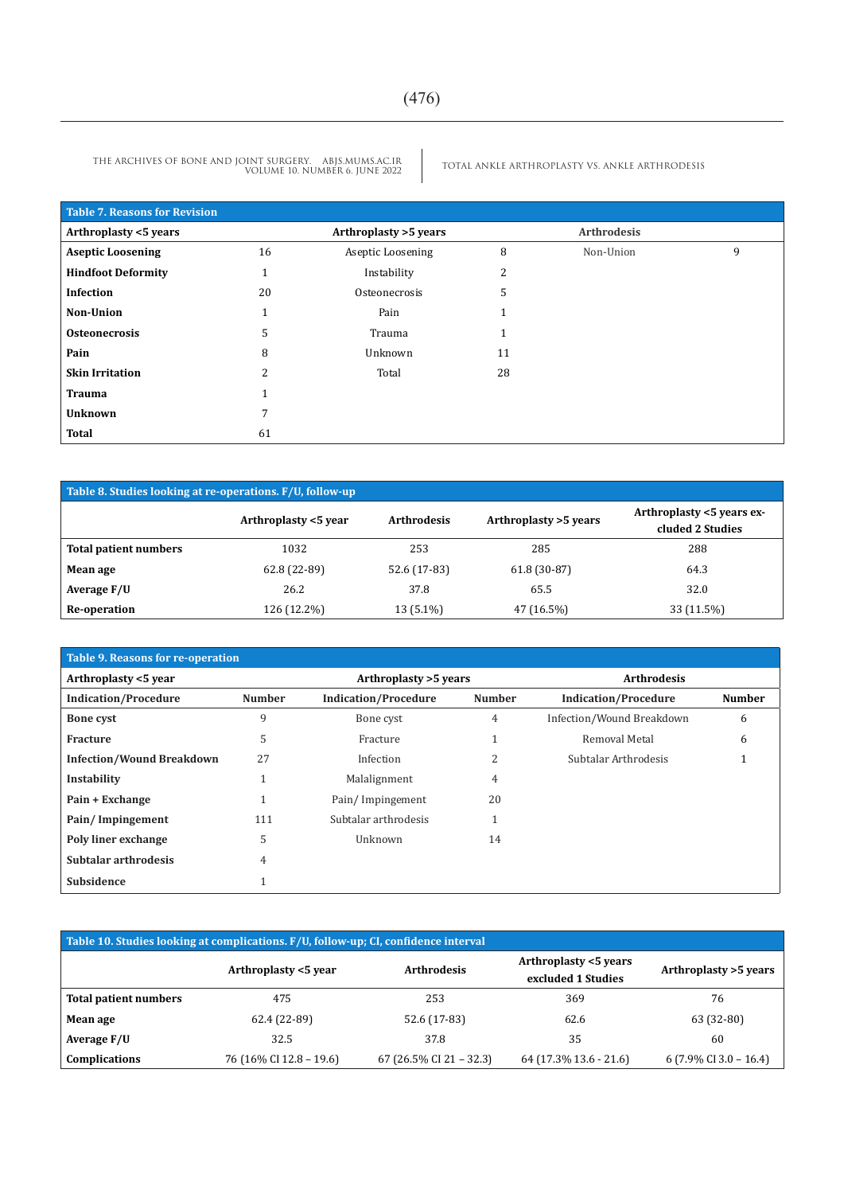**Table 7. Reasons for Revision**

| Arthroplasty <5 years | | Arthroplasty >5 years | | Arthrodesis | |
|---|---|---|---|---|---|
| **Aseptic Loosening** | 16 | Aseptic Loosening | 8 | Non-Union | 9 |
| **Hindfoot Deformity** | 1 | Instability | 2 | | |
| **Infection** | 20 | Osteonecrosis | 5 | | |
| **Non-Union** | 1 | Pain | 1 | | |
| **Osteonecrosis** | 5 | Trauma | 1 | | |
| **Pain** | 8 | Unknown | 11 | | |
| **Skin Irritation** | 2 | Total | 28 | | |
| **Trauma** | 1 | | | | |
| **Unknown** | 7 | | | | |
| **Total** | 61 | | | | |

**Table 8. Studies looking at re-operations. F/U, follow-up**

| | Arthroplasty <5 year | Arthrodesis | Arthroplasty >5 years | Arthroplasty <5 years excluded 2 Studies |
|---|---|---|---|---|
| **Total patient numbers** | 1032 | 253 | 285 | 288 |
| **Mean age** | 62.8 (22-89) | 52.6 (17-83) | 61.8 (30-87) | 64.3 |
| **Average F/U** | 26.2 | 37.8 | 65.5 | 32.0 |
| **Re-operation** | 126 (12.2%) | 13 (5.1%) | 47 (16.5%) | 33 (11.5%) |

**Table 9. Reasons for re-operation**

| Arthroplasty <5 year | | Arthroplasty >5 years | | Arthrodesis | |
|---|---|---|---|---|---|
| **Indication/Procedure** | **Number** | **Indication/Procedure** | **Number** | **Indication/Procedure** | **Number** |
| **Bone cyst** | 9 | Bone cyst | 4 | Infection/Wound Breakdown | 6 |
| **Fracture** | 5 | Fracture | 1 | Removal Metal | 6 |
| **Infection/Wound Breakdown** | 27 | Infection | 2 | Subtalar Arthrodesis | 1 |
| **Instability** | 1 | Malalignment | 4 | | |
| **Pain + Exchange** | 1 | Pain/ Impingement | 20 | | |
| **Pain/ Impingement** | 111 | Subtalar arthrodesis | 1 | | |
| **Poly liner exchange** | 5 | Unknown | 14 | | |
| **Subtalar arthrodesis** | 4 | | | | |
| **Subsidence** | 1 | | | | |

**Table 10. Studies looking at complications. F/U, follow-up; CI, confidence interval**

| | Arthroplasty <5 year | Arthrodesis | Arthroplasty <5 years excluded 1 Studies | Arthroplasty >5 years |
|---|---|---|---|---|
| **Total patient numbers** | 475 | 253 | 369 | 76 |
| **Mean age** | 62.4 (22-89) | 52.6 (17-83) | 62.6 | 63 (32-80) |
| **Average F/U** | 32.5 | 37.8 | 35 | 60 |
| **Complications** | 76 (16% CI 12.8 – 19.6) | 67 (26.5% CI 21 – 32.3) | 64 (17.3% 13.6 - 21.6) | 6 (7.9% CI 3.0 – 16.4) |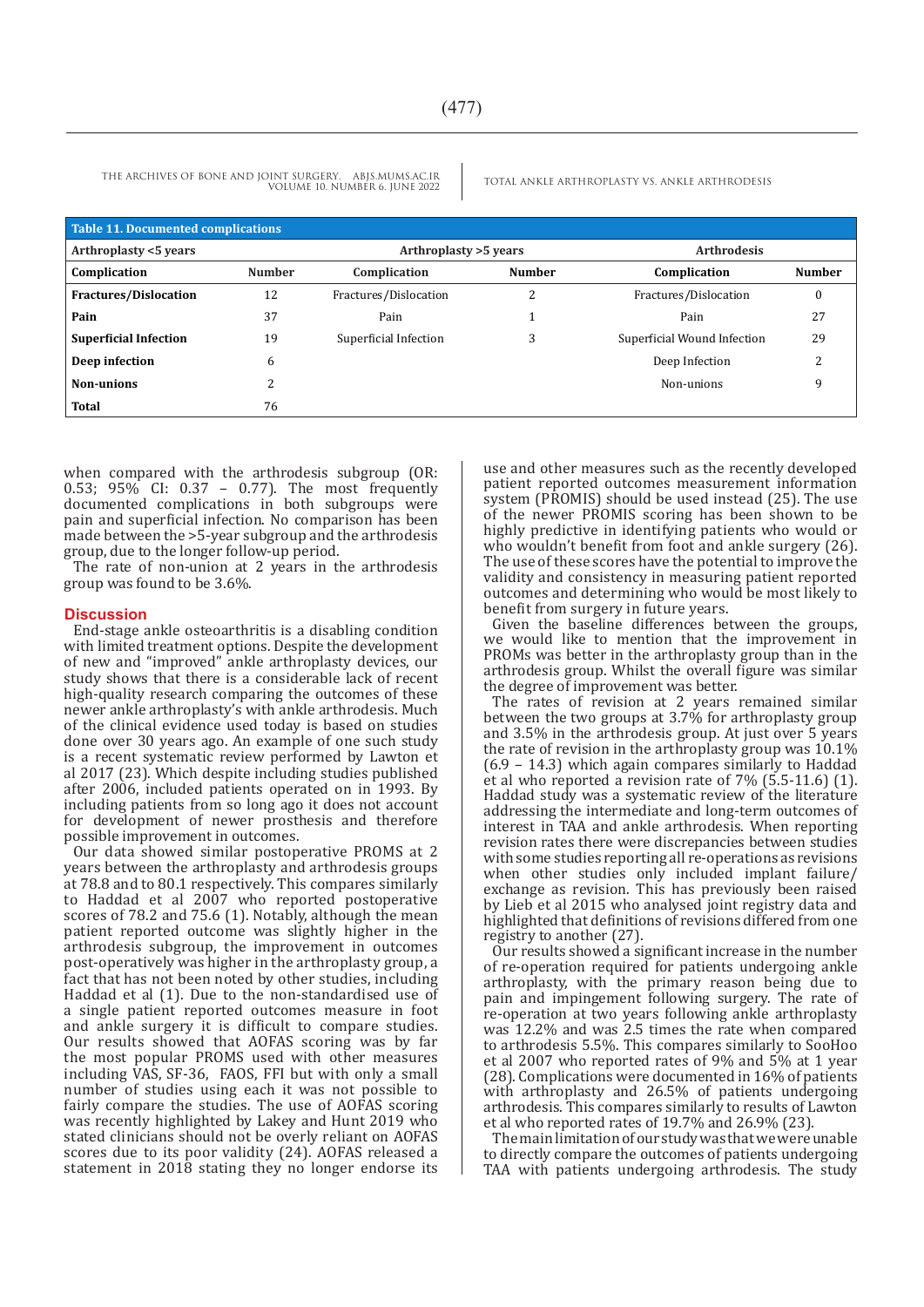**Table 11. Documented complications**

| Arthroplasty <5 years | | Arthroplasty >5 years | | Arthrodesis | |
|---|---|---|---|---|---|
| **Complication** | **Number** | **Complication** | **Number** | **Complication** | **Number** |
| **Fractures/Dislocation** | 12 | Fractures/Dislocation | 2 | Fractures/Dislocation | 0 |
| **Pain** | 37 | Pain | 1 | Pain | 27 |
| **Superficial Infection** | 19 | Superficial Infection | 3 | Superficial Wound Infection | 29 |
| **Deep infection** | 6 | | | Deep Infection | 2 |
| **Non-unions** | 2 | | | Non-unions | 9 |
| **Total** | 76 | | | | |

when compared with the arthrodesis subgroup (OR: 0.53; 95% CI: 0.37 – 0.77). The most frequently documented complications in both subgroups were pain and superficial infection. No comparison has been made between the >5-year subgroup and the arthrodesis group, due to the longer follow-up period.

The rate of non-union at 2 years in the arthrodesis group was found to be 3.6%.

## Discussion

End-stage ankle osteoarthritis is a disabling condition with limited treatment options. Despite the development of new and "improved" ankle arthroplasty devices, our study shows that there is a considerable lack of recent high-quality research comparing the outcomes of these newer ankle arthroplasty's with ankle arthrodesis. Much of the clinical evidence used today is based on studies done over 30 years ago. An example of one such study is a recent systematic review performed by Lawton et al 2017 (23). Which despite including studies published after 2006, included patients operated on in 1993. By including patients from so long ago it does not account for development of newer prosthesis and therefore possible improvement in outcomes.

Our data showed similar postoperative PROMS at 2 years between the arthroplasty and arthrodesis groups at 78.8 and to 80.1 respectively. This compares similarly to Haddad et al 2007 who reported postoperative scores of 78.2 and 75.6 (1). Notably, although the mean patient reported outcome was slightly higher in the arthrodesis subgroup, the improvement in outcomes post-operatively was higher in the arthroplasty group, a fact that has not been noted by other studies, including Haddad et al (1). Due to the non-standardised use of a single patient reported outcomes measure in foot and ankle surgery it is difficult to compare studies. Our results showed that AOFAS scoring was by far the most popular PROMS used with other measures including VAS, SF-36, FAOS, FFI but with only a small number of studies using each it was not possible to fairly compare the studies. The use of AOFAS scoring was recently highlighted by Lakey and Hunt 2019 who stated clinicians should not be overly reliant on AOFAS scores due to its poor validity (24). AOFAS released a statement in 2018 stating they no longer endorse its use and other measures such as the recently developed patient reported outcomes measurement information system (PROMIS) should be used instead (25). The use of the newer PROMIS scoring has been shown to be highly predictive in identifying patients who would or who wouldn't benefit from foot and ankle surgery (26). The use of these scores have the potential to improve the validity and consistency in measuring patient reported outcomes and determining who would be most likely to benefit from surgery in future years.

Given the baseline differences between the groups, we would like to mention that the improvement in PROMs was better in the arthroplasty group than in the arthrodesis group. Whilst the overall figure was similar the degree of improvement was better.

The rates of revision at 2 years remained similar between the two groups at 3.7% for arthroplasty group and 3.5% in the arthrodesis group. At just over 5 years the rate of revision in the arthroplasty group was 10.1% (6.9 – 14.3) which again compares similarly to Haddad et al who reported a revision rate of 7% (5.5-11.6) (1). Haddad study was a systematic review of the literature addressing the intermediate and long-term outcomes of interest in TAA and ankle arthrodesis. When reporting revision rates there were discrepancies between studies with some studies reporting all re-operations as revisions when other studies only included implant failure/exchange as revision. This has previously been raised by Lieb et al 2015 who analysed joint registry data and highlighted that definitions of revisions differed from one registry to another (27).

Our results showed a significant increase in the number of re-operation required for patients undergoing ankle arthroplasty, with the primary reason being due to pain and impingement following surgery. The rate of re-operation at two years following ankle arthroplasty was 12.2% and was 2.5 times the rate when compared to arthrodesis 5.5%. This compares similarly to SooHoo et al 2007 who reported rates of 9% and 5% at 1 year (28). Complications were documented in 16% of patients with arthroplasty and 26.5% of patients undergoing arthrodesis. This compares similarly to results of Lawton et al who reported rates of 19.7% and 26.9% (23).

The main limitation of our study was that we were unable to directly compare the outcomes of patients undergoing TAA with patients undergoing arthrodesis. The study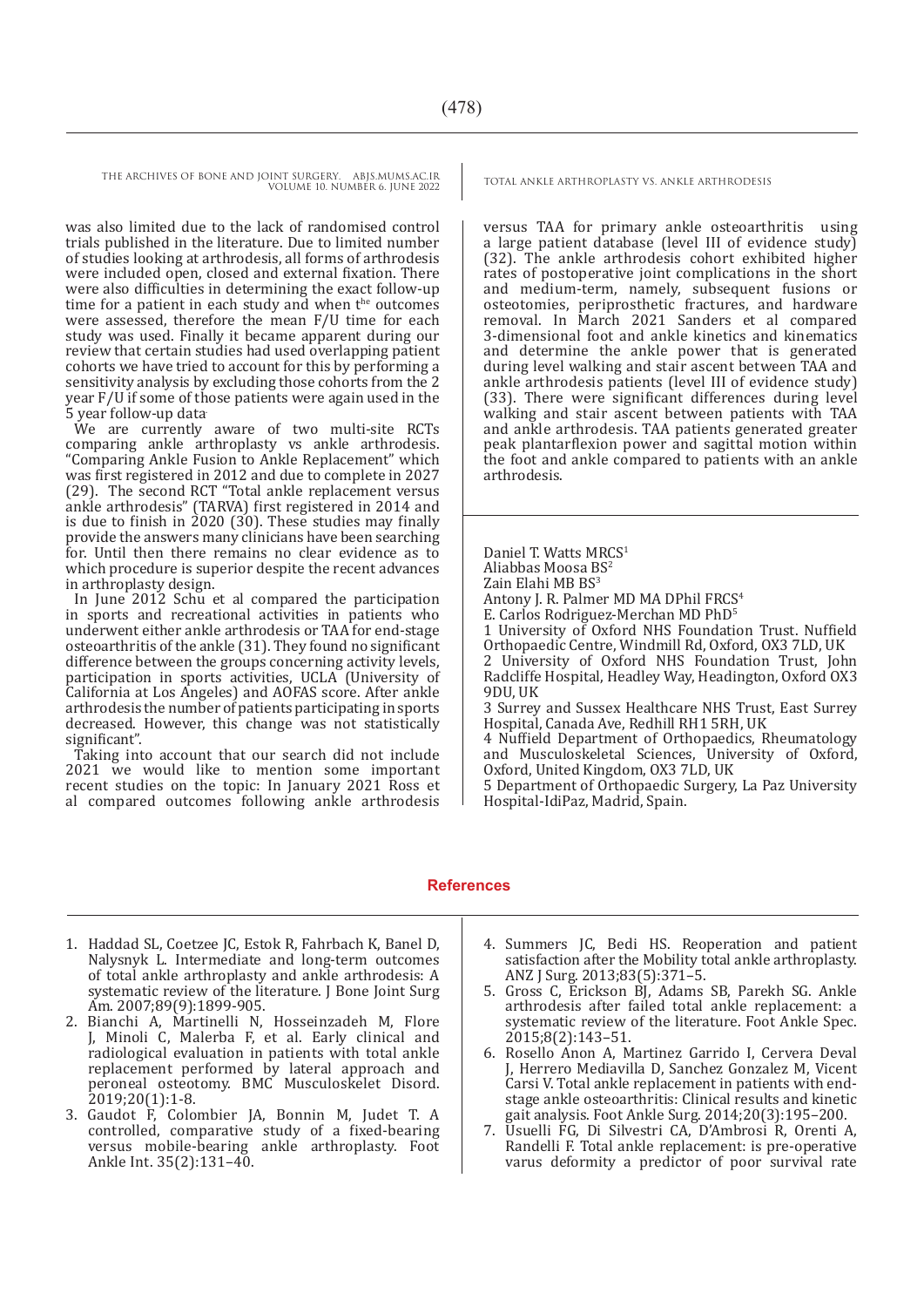was also limited due to the lack of randomised control trials published in the literature. Due to limited number of studies looking at arthrodesis, all forms of arthrodesis were included open, closed and external fixation. There were also difficulties in determining the exact follow-up time for a patient in each study and when the outcomes were assessed, therefore the mean F/U time for each study was used. Finally it became apparent during our review that certain studies had used overlapping patient cohorts we have tried to account for this by performing a sensitivity analysis by excluding those cohorts from the 2 year F/U if some of those patients were again used in the 5 year follow-up data.

We are currently aware of two multi-site RCTs comparing ankle arthroplasty vs ankle arthrodesis. "Comparing Ankle Fusion to Ankle Replacement" which was first registered in 2012 and due to complete in 2027 (29). The second RCT "Total ankle replacement versus ankle arthrodesis" (TARVA) first registered in 2014 and is due to finish in 2020 (30). These studies may finally provide the answers many clinicians have been searching for. Until then there remains no clear evidence as to which procedure is superior despite the recent advances in arthroplasty design.

In June 2012 Schu et al compared the participation in sports and recreational activities in patients who underwent either ankle arthrodesis or TAA for end-stage osteoarthritis of the ankle (31). They found no significant difference between the groups concerning activity levels, participation in sports activities, UCLA (University of California at Los Angeles) and AOFAS score. After ankle arthrodesis the number of patients participating in sports decreased. However, this change was not statistically significant".

Taking into account that our search did not include 2021 we would like to mention some important recent studies on the topic: In January 2021 Ross et al compared outcomes following ankle arthrodesis versus TAA for primary ankle osteoarthritis using a large patient database (level III of evidence study) (32). The ankle arthrodesis cohort exhibited higher rates of postoperative joint complications in the short and medium-term, namely, subsequent fusions or osteotomies, periprosthetic fractures, and hardware removal. In March 2021 Sanders et al compared 3-dimensional foot and ankle kinetics and kinematics and determine the ankle power that is generated during level walking and stair ascent between TAA and ankle arthrodesis patients (level III of evidence study) (33). There were significant differences during level walking and stair ascent between patients with TAA and ankle arthrodesis. TAA patients generated greater peak plantarflexion power and sagittal motion within the foot and ankle compared to patients with an ankle arthrodesis.

Daniel T. Watts MRCS[1]
Aliabbas Moosa BS[2]
Zain Elahi MB BS[3]
Antony J. R. Palmer MD MA DPhil FRCS[4]
E. Carlos Rodriguez-Merchan MD PhD[5]

1 University of Oxford NHS Foundation Trust. Nuffield Orthopaedic Centre, Windmill Rd, Oxford, OX3 7LD, UK
2 University of Oxford NHS Foundation Trust, John Radcliffe Hospital, Headley Way, Headington, Oxford OX3 9DU, UK
3 Surrey and Sussex Healthcare NHS Trust, East Surrey Hospital, Canada Ave, Redhill RH1 5RH, UK
4 Nuffield Department of Orthopaedics, Rheumatology and Musculoskeletal Sciences, University of Oxford, Oxford, United Kingdom, OX3 7LD, UK
5 Department of Orthopaedic Surgery, La Paz University Hospital-IdiPaz, Madrid, Spain.

## References

1. Haddad SL, Coetzee JC, Estok R, Fahrbach K, Banel D, Nalysnyk L. Intermediate and long-term outcomes of total ankle arthroplasty and ankle arthrodesis: A systematic review of the literature. J Bone Joint Surg Am. 2007;89(9):1899-905.
2. Bianchi A, Martinelli N, Hosseinzadeh M, Flore J, Minoli C, Malerba F, et al. Early clinical and radiological evaluation in patients with total ankle replacement performed by lateral approach and peroneal osteotomy. BMC Musculoskelet Disord. 2019;20(1):1-8.
3. Gaudot F, Colombier JA, Bonnin M, Judet T. A controlled, comparative study of a fixed-bearing versus mobile-bearing ankle arthroplasty. Foot Ankle Int. 35(2):131–40.
4. Summers JC, Bedi HS. Reoperation and patient satisfaction after the Mobility total ankle arthroplasty. ANZ J Surg. 2013;83(5):371–5.
5. Gross C, Erickson BJ, Adams SB, Parekh SG. Ankle arthrodesis after failed total ankle replacement: a systematic review of the literature. Foot Ankle Spec. 2015;8(2):143–51.
6. Rosello Anon A, Martinez Garrido I, Cervera Deval J, Herrero Mediavilla D, Sanchez Gonzalez M, Vicent Carsi V. Total ankle replacement in patients with end-stage ankle osteoarthritis: Clinical results and kinetic gait analysis. Foot Ankle Surg. 2014;20(3):195–200.
7. Usuelli FG, Di Silvestri CA, D'Ambrosi R, Orenti A, Randelli F. Total ankle replacement: is pre-operative varus deformity a predictor of poor survival rate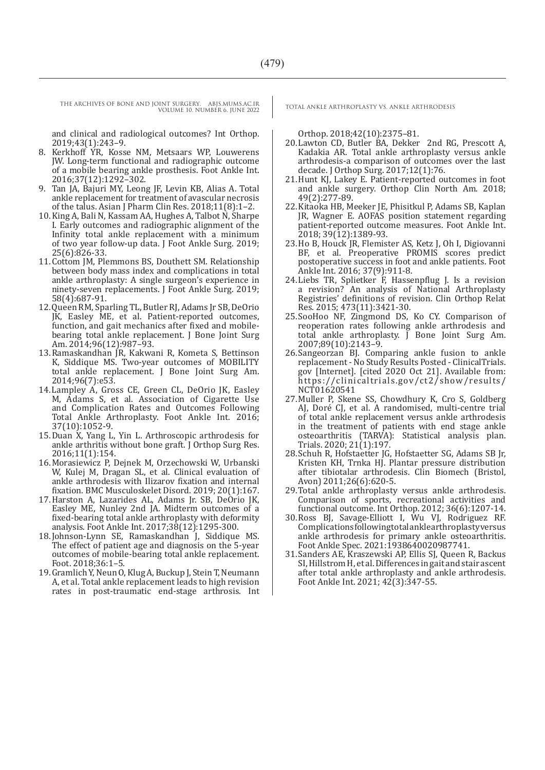and clinical and radiological outcomes? Int Orthop. 2019;43(1):243–9.

8. Kerkhoff YR, Kosse NM, Metsaars WP, Louwerens JW. Long-term functional and radiographic outcome of a mobile bearing ankle prosthesis. Foot Ankle Int. 2016;37(12):1292–302.
9. Tan JA, Bajuri MY, Leong JF, Levin KB, Alias A. Total ankle replacement for treatment of avascular necrosis of the talus. Asian J Pharm Clin Res. 2018;11(8):1–2.
10. King A, Bali N, Kassam AA, Hughes A, Talbot N, Sharpe I. Early outcomes and radiographic alignment of the Infinity total ankle replacement with a minimum of two year follow-up data. J Foot Ankle Surg. 2019; 25(6):826-33.
11. Cottom JM, Plemmons BS, Douthett SM. Relationship between body mass index and complications in total ankle arthroplasty: A single surgeon's experience in ninety-seven replacements. J Foot Ankle Surg. 2019; 58(4):687-91.
12. Queen RM, Sparling TL, Butler RJ, Adams Jr SB, DeOrio JK, Easley ME, et al. Patient-reported outcomes, function, and gait mechanics after fixed and mobile-bearing total ankle replacement. J Bone Joint Surg Am. 2014;96(12):987–93.
13. Ramaskandhan JR, Kakwani R, Kometa S, Bettinson K, Siddique MS. Two-year outcomes of MOBILITY total ankle replacement. J Bone Joint Surg Am. 2014;96(7):e53.
14. Lampley A, Gross CE, Green CL, DeOrio JK, Easley M, Adams S, et al. Association of Cigarette Use and Complication Rates and Outcomes Following Total Ankle Arthroplasty. Foot Ankle Int. 2016; 37(10):1052-9.
15. Duan X, Yang L, Yin L. Arthroscopic arthrodesis for ankle arthritis without bone graft. J Orthop Surg Res. 2016;11(1):154.
16. Morasiewicz P, Dejnek M, Orzechowski W, Urbanski W, Kulej M, Dragan SL, et al. Clinical evaluation of ankle arthrodesis with Ilizarov fixation and internal fixation. BMC Musculoskelet Disord. 2019; 20(1):167.
17. Harston A, Lazarides AL, Adams Jr. SB, DeOrio JK, Easley ME, Nunley 2nd JA. Midterm outcomes of a fixed-bearing total ankle arthroplasty with deformity analysis. Foot Ankle Int. 2017;38(12):1295-300.
18. Johnson-Lynn SE, Ramaskandhan J, Siddique MS. The effect of patient age and diagnosis on the 5-year outcomes of mobile-bearing total ankle replacement. Foot. 2018;36:1–5.
19. Gramlich Y, Neun O, Klug A, Buckup J, Stein T, Neumann A, et al. Total ankle replacement leads to high revision rates in post-traumatic end-stage arthrosis. Int Orthop. 2018;42(10):2375–81.
20. Lawton CD, Butler BA, Dekker 2nd RG, Prescott A, Kadakia AR. Total ankle arthroplasty versus ankle arthrodesis-a comparison of outcomes over the last decade. J Orthop Surg. 2017;12(1):76.
21. Hunt KJ, Lakey E. Patient-reported outcomes in foot and ankle surgery. Orthop Clin North Am. 2018; 49(2):277-89.
22. Kitaoka HB, Meeker JE, Phisitkul P, Adams SB, Kaplan JR, Wagner E. AOFAS position statement regarding patient-reported outcome measures. Foot Ankle Int. 2018; 39(12):1389-93.
23. Ho B, Houck JR, Flemister AS, Ketz J, Oh I, Digiovanni BF, et al. Preoperative PROMIS scores predict postoperative success in foot and ankle patients. Foot Ankle Int. 2016; 37(9):911-8.
24. Liebs TR, Splietker F, Hassenpflug J. Is a revision a revision? An analysis of National Arthroplasty Registries' definitions of revision. Clin Orthop Relat Res. 2015; 473(11):3421-30.
25. SooHoo NF, Zingmond DS, Ko CY. Comparison of reoperation rates following ankle arthrodesis and total ankle arthroplasty. J Bone Joint Surg Am. 2007;89(10):2143–9.
26. Sangeorzan BJ. Comparing ankle fusion to ankle replacement - No Study Results Posted - ClinicalTrials.gov [Internet]. [cited 2020 Oct 21]. Available from: https://clinicaltrials.gov/ct2/show/results/NCT01620541
27. Muller P, Skene SS, Chowdhury K, Cro S, Goldberg AJ, Doré CJ, et al. A randomised, multi-centre trial of total ankle replacement versus ankle arthrodesis in the treatment of patients with end stage ankle osteoarthritis (TARVA): Statistical analysis plan. Trials. 2020; 21(1):197.
28. Schuh R, Hofstaetter JG, Hofstaetter SG, Adams SB Jr, Kristen KH, Trnka HJ. Plantar pressure distribution after tibiotalar arthrodesis. Clin Biomech (Bristol, Avon) 2011;26(6):620-5.
29. Total ankle arthroplasty versus ankle arthrodesis. Comparison of sports, recreational activities and functional outcome. Int Orthop. 2012; 36(6):1207-14.
30. Ross BJ, Savage-Elliott I, Wu VJ, Rodriguez RF. Complications following total ankle arthroplasty versus ankle arthrodesis for primary ankle osteoarthritis. Foot Ankle Spec. 2021:1938640020987741.
31. Sanders AE, Kraszewski AP, Ellis SJ, Queen R, Backus SI, Hillstrom H, et al. Differences in gait and stair ascent after total ankle arthroplasty and ankle arthrodesis. Foot Ankle Int. 2021; 42(3):347-55.